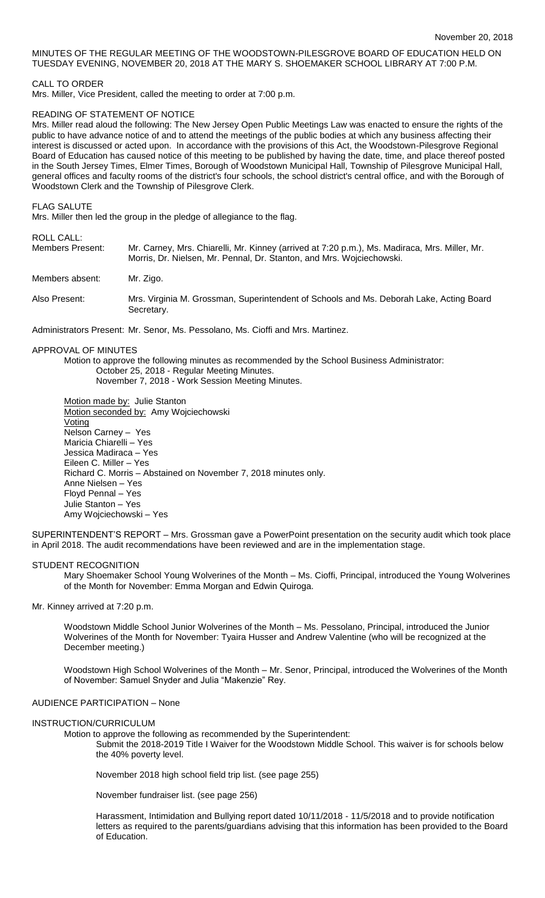November 20, 2018

MINUTES OF THE REGULAR MEETING OF THE WOODSTOWN-PILESGROVE BOARD OF EDUCATION HELD ON TUESDAY EVENING, NOVEMBER 20, 2018 AT THE MARY S. SHOEMAKER SCHOOL LIBRARY AT 7:00 P.M.

CALL TO ORDER

Mrs. Miller, Vice President, called the meeting to order at 7:00 p.m.

READING OF STATEMENT OF NOTICE

Mrs. Miller read aloud the following: The New Jersey Open Public Meetings Law was enacted to ensure the rights of the public to have advance notice of and to attend the meetings of the public bodies at which any business affecting their interest is discussed or acted upon. In accordance with the provisions of this Act, the Woodstown-Pilesgrove Regional Board of Education has caused notice of this meeting to be published by having the date, time, and place thereof posted in the South Jersey Times, Elmer Times, Borough of Woodstown Municipal Hall, Township of Pilesgrove Municipal Hall, general offices and faculty rooms of the district's four schools, the school district's central office, and with the Borough of Woodstown Clerk and the Township of Pilesgrove Clerk.

FLAG SALUTE

Mrs. Miller then led the group in the pledge of allegiance to the flag.

ROLL CALL:

Members Present: Mr. Carney, Mrs. Chiarelli, Mr. Kinney (arrived at 7:20 p.m.), Ms. Madiraca, Mrs. Miller, Mr. Morris, Dr. Nielsen, Mr. Pennal, Dr. Stanton, and Mrs. Wojciechowski.

Members absent: Mr. Zigo.

Also Present: Mrs. Virginia M. Grossman, Superintendent of Schools and Ms. Deborah Lake, Acting Board Secretary.

Administrators Present: Mr. Senor, Ms. Pessolano, Ms. Cioffi and Mrs. Martinez.

APPROVAL OF MINUTES

Motion to approve the following minutes as recommended by the School Business Administrator:
October 25, 2018 - Regular Meeting Minutes.
November 7, 2018 - Work Session Meeting Minutes.

Motion made by: Julie Stanton
Motion seconded by: Amy Wojciechowski
Voting
Nelson Carney – Yes
Maricia Chiarelli – Yes
Jessica Madiraca – Yes
Eileen C. Miller – Yes
Richard C. Morris – Abstained on November 7, 2018 minutes only.
Anne Nielsen – Yes
Floyd Pennal – Yes
Julie Stanton – Yes
Amy Wojciechowski – Yes

SUPERINTENDENT'S REPORT – Mrs. Grossman gave a PowerPoint presentation on the security audit which took place in April 2018. The audit recommendations have been reviewed and are in the implementation stage.

STUDENT RECOGNITION

Mary Shoemaker School Young Wolverines of the Month – Ms. Cioffi, Principal, introduced the Young Wolverines of the Month for November: Emma Morgan and Edwin Quiroga.

Mr. Kinney arrived at 7:20 p.m.

Woodstown Middle School Junior Wolverines of the Month – Ms. Pessolano, Principal, introduced the Junior Wolverines of the Month for November: Tyaira Husser and Andrew Valentine (who will be recognized at the December meeting.)

Woodstown High School Wolverines of the Month – Mr. Senor, Principal, introduced the Wolverines of the Month of November: Samuel Snyder and Julia "Makenzie" Rey.

AUDIENCE PARTICIPATION – None

INSTRUCTION/CURRICULUM

Motion to approve the following as recommended by the Superintendent:

Submit the 2018-2019 Title I Waiver for the Woodstown Middle School. This waiver is for schools below the 40% poverty level.

November 2018 high school field trip list. (see page 255)

November fundraiser list. (see page 256)

Harassment, Intimidation and Bullying report dated 10/11/2018 - 11/5/2018 and to provide notification letters as required to the parents/guardians advising that this information has been provided to the Board of Education.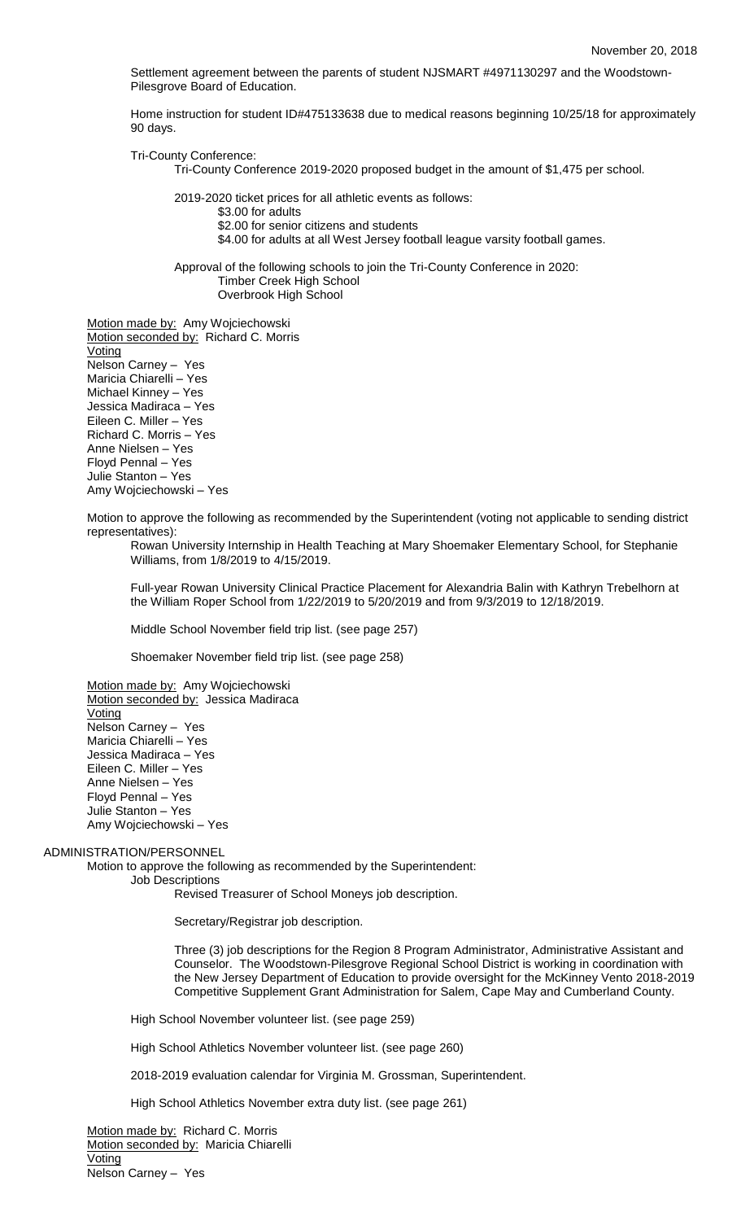Settlement agreement between the parents of student NJSMART #4971130297 and the Woodstown-Pilesgrove Board of Education.

Home instruction for student ID#475133638 due to medical reasons beginning 10/25/18 for approximately 90 days.

Tri-County Conference:

Tri-County Conference 2019-2020 proposed budget in the amount of $1,475 per school.

2019-2020 ticket prices for all athletic events as follows:

$3.00 for adults
$2.00 for senior citizens and students
$4.00 for adults at all West Jersey football league varsity football games.

Approval of the following schools to join the Tri-County Conference in 2020:

Timber Creek High School
Overbrook High School

Motion made by: Amy Wojciechowski
Motion seconded by: Richard C. Morris
Voting
Nelson Carney – Yes
Maricia Chiarelli – Yes
Michael Kinney – Yes
Jessica Madiraca – Yes
Eileen C. Miller – Yes
Richard C. Morris – Yes
Anne Nielsen – Yes
Floyd Pennal – Yes
Julie Stanton – Yes
Amy Wojciechowski – Yes

Motion to approve the following as recommended by the Superintendent (voting not applicable to sending district representatives):

Rowan University Internship in Health Teaching at Mary Shoemaker Elementary School, for Stephanie Williams, from 1/8/2019 to 4/15/2019.

Full-year Rowan University Clinical Practice Placement for Alexandria Balin with Kathryn Trebelhorn at the William Roper School from 1/22/2019 to 5/20/2019 and from 9/3/2019 to 12/18/2019.

Middle School November field trip list. (see page 257)

Shoemaker November field trip list. (see page 258)

Motion made by: Amy Wojciechowski
Motion seconded by: Jessica Madiraca
Voting
Nelson Carney – Yes
Maricia Chiarelli – Yes
Jessica Madiraca – Yes
Eileen C. Miller – Yes
Anne Nielsen – Yes
Floyd Pennal – Yes
Julie Stanton – Yes
Amy Wojciechowski – Yes

ADMINISTRATION/PERSONNEL

Motion to approve the following as recommended by the Superintendent:

Job Descriptions

Revised Treasurer of School Moneys job description.

Secretary/Registrar job description.

Three (3) job descriptions for the Region 8 Program Administrator, Administrative Assistant and Counselor. The Woodstown-Pilesgrove Regional School District is working in coordination with the New Jersey Department of Education to provide oversight for the McKinney Vento 2018-2019 Competitive Supplement Grant Administration for Salem, Cape May and Cumberland County.

High School November volunteer list. (see page 259)

High School Athletics November volunteer list. (see page 260)

2018-2019 evaluation calendar for Virginia M. Grossman, Superintendent.

High School Athletics November extra duty list. (see page 261)

Motion made by: Richard C. Morris
Motion seconded by: Maricia Chiarelli
Voting
Nelson Carney – Yes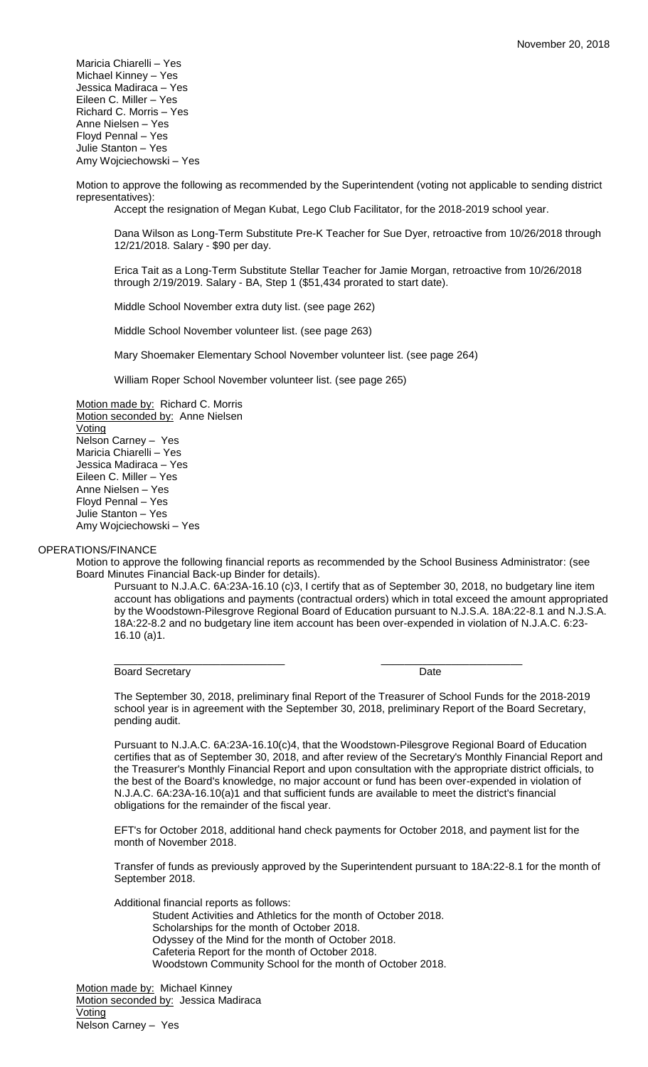Maricia Chiarelli – Yes
Michael Kinney – Yes
Jessica Madiraca – Yes
Eileen C. Miller – Yes
Richard C. Morris – Yes
Anne Nielsen – Yes
Floyd Pennal – Yes
Julie Stanton – Yes
Amy Wojciechowski – Yes

Motion to approve the following as recommended by the Superintendent (voting not applicable to sending district representatives):

Accept the resignation of Megan Kubat, Lego Club Facilitator, for the 2018-2019 school year.

Dana Wilson as Long-Term Substitute Pre-K Teacher for Sue Dyer, retroactive from 10/26/2018 through 12/21/2018. Salary - $90 per day.

Erica Tait as a Long-Term Substitute Stellar Teacher for Jamie Morgan, retroactive from 10/26/2018 through 2/19/2019. Salary - BA, Step 1 ($51,434 prorated to start date).

Middle School November extra duty list. (see page 262)

Middle School November volunteer list. (see page 263)

Mary Shoemaker Elementary School November volunteer list. (see page 264)

William Roper School November volunteer list. (see page 265)

Motion made by: Richard C. Morris
Motion seconded by: Anne Nielsen
Voting
Nelson Carney – Yes
Maricia Chiarelli – Yes
Jessica Madiraca – Yes
Eileen C. Miller – Yes
Anne Nielsen – Yes
Floyd Pennal – Yes
Julie Stanton – Yes
Amy Wojciechowski – Yes

OPERATIONS/FINANCE

Motion to approve the following financial reports as recommended by the School Business Administrator: (see Board Minutes Financial Back-up Binder for details).

Pursuant to N.J.A.C. 6A:23A-16.10 (c)3, I certify that as of September 30, 2018, no budgetary line item account has obligations and payments (contractual orders) which in total exceed the amount appropriated by the Woodstown-Pilesgrove Regional Board of Education pursuant to N.J.S.A. 18A:22-8.1 and N.J.S.A. 18A:22-8.2 and no budgetary line item account has been over-expended in violation of N.J.A.C. 6:23-16.10 (a)1.

\_\_\_\_\_\_\_\_\_\_\_\_\_\_\_\_\_\_\_\_\_\_\_\_\_\_\_\_\_\_ \_\_\_\_\_\_\_\_\_\_\_\_\_\_\_\_\_\_\_\_\_\_\_\_\_\_\_\_
Board Secretary Date

The September 30, 2018, preliminary final Report of the Treasurer of School Funds for the 2018-2019 school year is in agreement with the September 30, 2018, preliminary Report of the Board Secretary, pending audit.

Pursuant to N.J.A.C. 6A:23A-16.10(c)4, that the Woodstown-Pilesgrove Regional Board of Education certifies that as of September 30, 2018, and after review of the Secretary's Monthly Financial Report and the Treasurer's Monthly Financial Report and upon consultation with the appropriate district officials, to the best of the Board's knowledge, no major account or fund has been over-expended in violation of N.J.A.C. 6A:23A-16.10(a)1 and that sufficient funds are available to meet the district's financial obligations for the remainder of the fiscal year.

EFT's for October 2018, additional hand check payments for October 2018, and payment list for the month of November 2018.

Transfer of funds as previously approved by the Superintendent pursuant to 18A:22-8.1 for the month of September 2018.

Additional financial reports as follows:

Student Activities and Athletics for the month of October 2018.
Scholarships for the month of October 2018.
Odyssey of the Mind for the month of October 2018.
Cafeteria Report for the month of October 2018.
Woodstown Community School for the month of October 2018.

Motion made by: Michael Kinney
Motion seconded by: Jessica Madiraca
Voting
Nelson Carney – Yes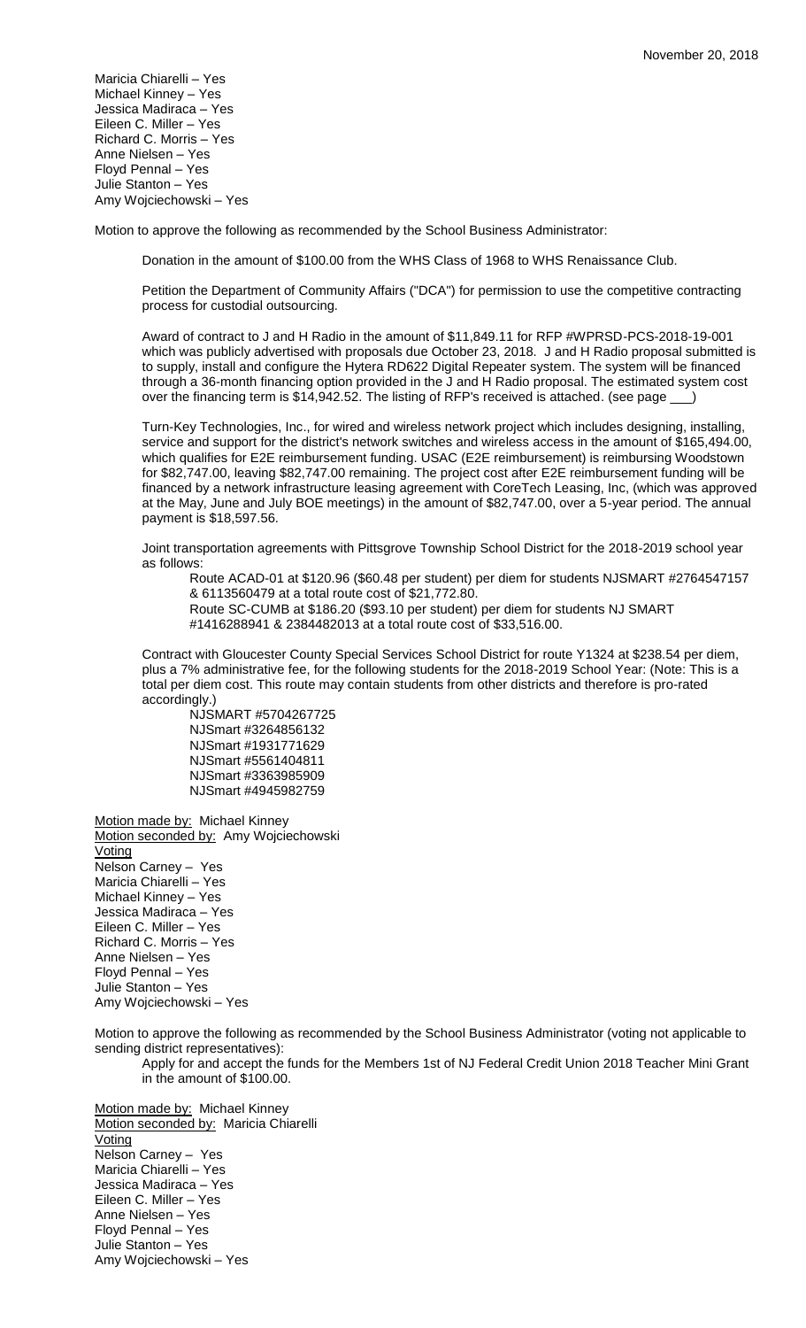Maricia Chiarelli – Yes
Michael Kinney – Yes
Jessica Madiraca – Yes
Eileen C. Miller – Yes
Richard C. Morris – Yes
Anne Nielsen – Yes
Floyd Pennal – Yes
Julie Stanton – Yes
Amy Wojciechowski – Yes

Motion to approve the following as recommended by the School Business Administrator:

Donation in the amount of $100.00 from the WHS Class of 1968 to WHS Renaissance Club.

Petition the Department of Community Affairs ("DCA") for permission to use the competitive contracting process for custodial outsourcing.

Award of contract to J and H Radio in the amount of $11,849.11 for RFP #WPRSD-PCS-2018-19-001 which was publicly advertised with proposals due October 23, 2018. J and H Radio proposal submitted is to supply, install and configure the Hytera RD622 Digital Repeater system. The system will be financed through a 36-month financing option provided in the J and H Radio proposal. The estimated system cost over the financing term is $14,942.52. The listing of RFP's received is attached. (see page ___)

Turn-Key Technologies, Inc., for wired and wireless network project which includes designing, installing, service and support for the district's network switches and wireless access in the amount of $165,494.00, which qualifies for E2E reimbursement funding. USAC (E2E reimbursement) is reimbursing Woodstown for $82,747.00, leaving $82,747.00 remaining. The project cost after E2E reimbursement funding will be financed by a network infrastructure leasing agreement with CoreTech Leasing, Inc, (which was approved at the May, June and July BOE meetings) in the amount of $82,747.00, over a 5-year period. The annual payment is $18,597.56.

Joint transportation agreements with Pittsgrove Township School District for the 2018-2019 school year as follows:

Route ACAD-01 at $120.96 ($60.48 per student) per diem for students NJSMART #2764547157 & 6113560479 at a total route cost of $21,772.80.
Route SC-CUMB at $186.20 ($93.10 per student) per diem for students NJ SMART #1416288941 & 2384482013 at a total route cost of $33,516.00.

Contract with Gloucester County Special Services School District for route Y1324 at $238.54 per diem, plus a 7% administrative fee, for the following students for the 2018-2019 School Year: (Note: This is a total per diem cost. This route may contain students from other districts and therefore is pro-rated accordingly.)

NJSMART #5704267725
NJSmart #3264856132
NJSmart #1931771629
NJSmart #5561404811
NJSmart #3363985909
NJSmart #4945982759

Motion made by: Michael Kinney
Motion seconded by: Amy Wojciechowski
Voting
Nelson Carney – Yes
Maricia Chiarelli – Yes
Michael Kinney – Yes
Jessica Madiraca – Yes
Eileen C. Miller – Yes
Richard C. Morris – Yes
Anne Nielsen – Yes
Floyd Pennal – Yes
Julie Stanton – Yes
Amy Wojciechowski – Yes

Motion to approve the following as recommended by the School Business Administrator (voting not applicable to sending district representatives):

Apply for and accept the funds for the Members 1st of NJ Federal Credit Union 2018 Teacher Mini Grant in the amount of $100.00.

Motion made by: Michael Kinney
Motion seconded by: Maricia Chiarelli
Voting
Nelson Carney – Yes
Maricia Chiarelli – Yes
Jessica Madiraca – Yes
Eileen C. Miller – Yes
Anne Nielsen – Yes
Floyd Pennal – Yes
Julie Stanton – Yes
Amy Wojciechowski – Yes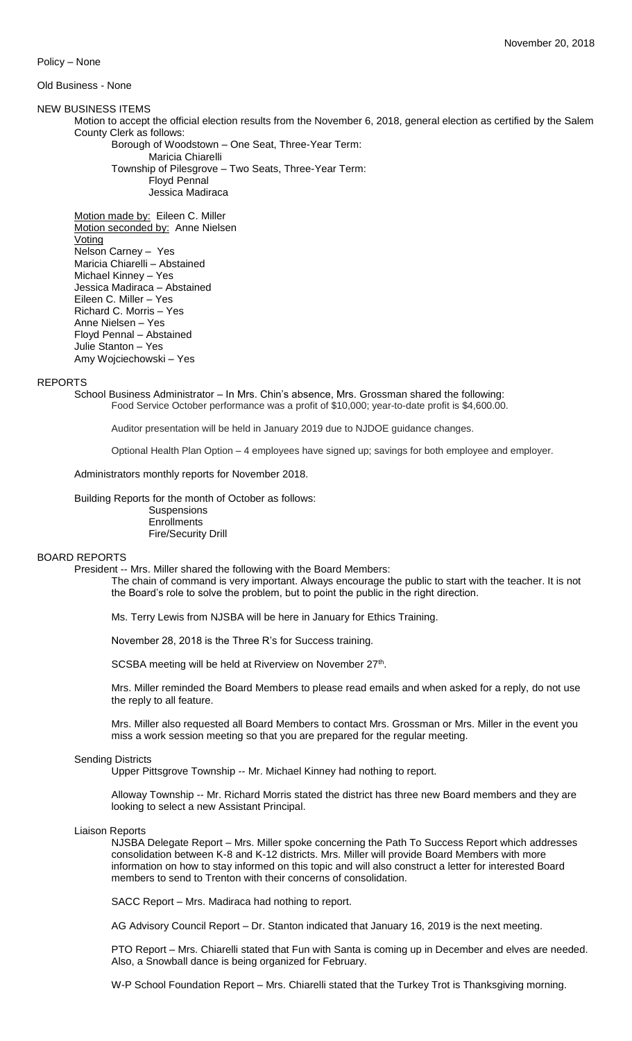November 20, 2018

Policy – None

Old Business - None

NEW BUSINESS ITEMS

Motion to accept the official election results from the November 6, 2018, general election as certified by the Salem County Clerk as follows:

Borough of Woodstown – One Seat, Three-Year Term:
Maricia Chiarelli
Township of Pilesgrove – Two Seats, Three-Year Term:
Floyd Pennal
Jessica Madiraca

Motion made by: Eileen C. Miller
Motion seconded by: Anne Nielsen
Voting
Nelson Carney – Yes
Maricia Chiarelli – Abstained
Michael Kinney – Yes
Jessica Madiraca – Abstained
Eileen C. Miller – Yes
Richard C. Morris – Yes
Anne Nielsen – Yes
Floyd Pennal – Abstained
Julie Stanton – Yes
Amy Wojciechowski – Yes

REPORTS

School Business Administrator – In Mrs. Chin's absence, Mrs. Grossman shared the following:
Food Service October performance was a profit of $10,000; year-to-date profit is $4,600.00.

Auditor presentation will be held in January 2019 due to NJDOE guidance changes.

Optional Health Plan Option – 4 employees have signed up; savings for both employee and employer.

Administrators monthly reports for November 2018.

Building Reports for the month of October as follows:
Suspensions
Enrollments
Fire/Security Drill

BOARD REPORTS

President -- Mrs. Miller shared the following with the Board Members:

The chain of command is very important. Always encourage the public to start with the teacher. It is not the Board's role to solve the problem, but to point the public in the right direction.

Ms. Terry Lewis from NJSBA will be here in January for Ethics Training.

November 28, 2018 is the Three R's for Success training.

SCSBA meeting will be held at Riverview on November 27th.

Mrs. Miller reminded the Board Members to please read emails and when asked for a reply, do not use the reply to all feature.

Mrs. Miller also requested all Board Members to contact Mrs. Grossman or Mrs. Miller in the event you miss a work session meeting so that you are prepared for the regular meeting.

Sending Districts

Upper Pittsgrove Township -- Mr. Michael Kinney had nothing to report.

Alloway Township -- Mr. Richard Morris stated the district has three new Board members and they are looking to select a new Assistant Principal.

Liaison Reports

NJSBA Delegate Report – Mrs. Miller spoke concerning the Path To Success Report which addresses consolidation between K-8 and K-12 districts. Mrs. Miller will provide Board Members with more information on how to stay informed on this topic and will also construct a letter for interested Board members to send to Trenton with their concerns of consolidation.

SACC Report – Mrs. Madiraca had nothing to report.

AG Advisory Council Report – Dr. Stanton indicated that January 16, 2019 is the next meeting.

PTO Report – Mrs. Chiarelli stated that Fun with Santa is coming up in December and elves are needed. Also, a Snowball dance is being organized for February.

W-P School Foundation Report – Mrs. Chiarelli stated that the Turkey Trot is Thanksgiving morning.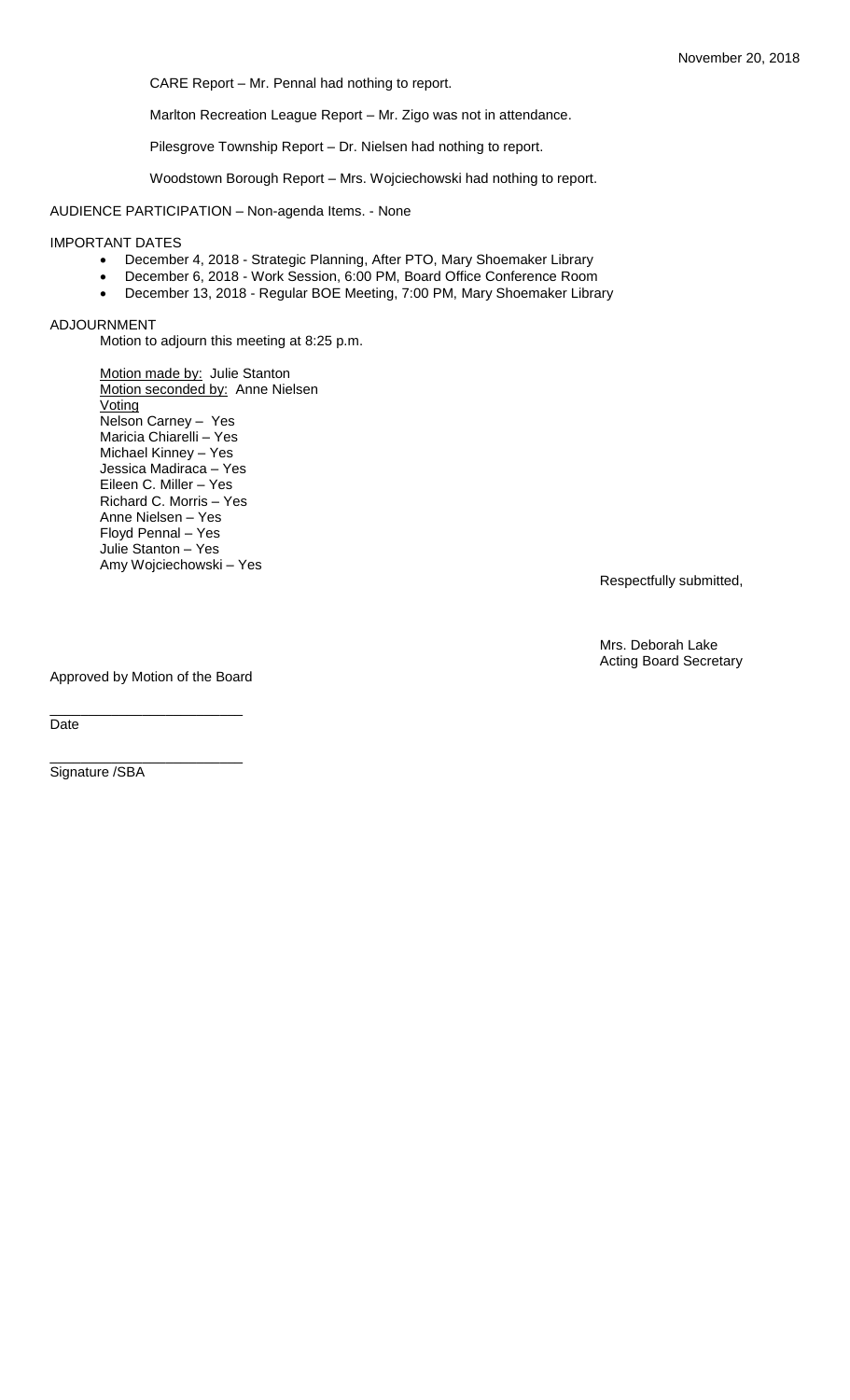CARE Report – Mr. Pennal had nothing to report.

Marlton Recreation League Report – Mr. Zigo was not in attendance.

Pilesgrove Township Report – Dr. Nielsen had nothing to report.

Woodstown Borough Report – Mrs. Wojciechowski had nothing to report.

AUDIENCE PARTICIPATION – Non-agenda Items. - None

IMPORTANT DATES

- December 4, 2018 - Strategic Planning, After PTO, Mary Shoemaker Library
- December 6, 2018 - Work Session, 6:00 PM, Board Office Conference Room
- December 13, 2018 - Regular BOE Meeting, 7:00 PM, Mary Shoemaker Library

ADJOURNMENT

Motion to adjourn this meeting at 8:25 p.m.

Motion made by: Julie Stanton
Motion seconded by: Anne Nielsen
Voting
Nelson Carney – Yes
Maricia Chiarelli – Yes
Michael Kinney – Yes
Jessica Madiraca – Yes
Eileen C. Miller – Yes
Richard C. Morris – Yes
Anne Nielsen – Yes
Floyd Pennal – Yes
Julie Stanton – Yes
Amy Wojciechowski – Yes

Respectfully submitted,

Mrs. Deborah Lake
Acting Board Secretary

Approved by Motion of the Board

_________________________
Date

_________________________
Signature /SBA